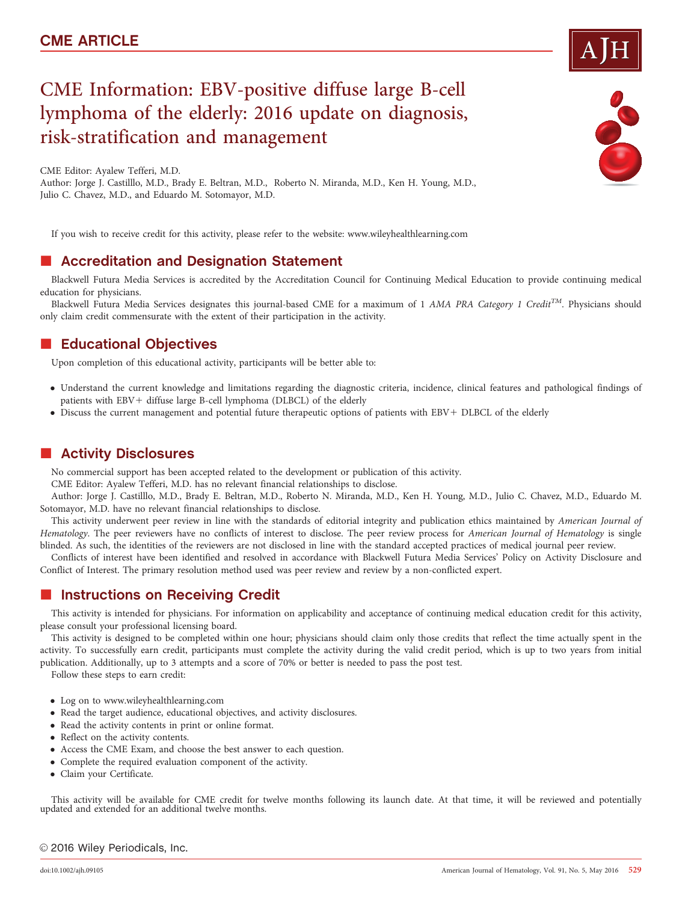CME ARTICLE

# CME Information: EBV-positive diffuse large B-cell lymphoma of the elderly: 2016 update on diagnosis, risk-stratification and management

CME Editor: Ayalew Tefferi, M.D.

Author: Jorge J. Castilllo, M.D., Brady E. Beltran, M.D., Roberto N. Miranda, M.D., Ken H. Young, M.D., Julio C. Chavez, M.D., and Eduardo M. Sotomayor, M.D.

If you wish to receive credit for this activity, please refer to the website: www.wileyhealthlearning.com

## Accreditation and Designation Statement

Blackwell Futura Media Services is accredited by the Accreditation Council for Continuing Medical Education to provide continuing medical education for physicians.

Blackwell Futura Media Services designates this journal-based CME for a maximum of 1 *AMA PRA Category 1 Credit*™. Physicians should only claim credit commensurate with the extent of their participation in the activity.

## Educational Objectives

Upon completion of this educational activity, participants will be better able to:

- Understand the current knowledge and limitations regarding the diagnostic criteria, incidence, clinical features and pathological findings of patients with EBV+ diffuse large B-cell lymphoma (DLBCL) of the elderly
- Discuss the current management and potential future therapeutic options of patients with EBV+ DLBCL of the elderly

## Activity Disclosures

No commercial support has been accepted related to the development or publication of this activity.

CME Editor: Ayalew Tefferi, M.D. has no relevant financial relationships to disclose.

Author: Jorge J. Castilllo, M.D., Brady E. Beltran, M.D., Roberto N. Miranda, M.D., Ken H. Young, M.D., Julio C. Chavez, M.D., Eduardo M. Sotomayor, M.D. have no relevant financial relationships to disclose.

This activity underwent peer review in line with the standards of editorial integrity and publication ethics maintained by *American Journal of Hematology*. The peer reviewers have no conflicts of interest to disclose. The peer review process for *American Journal of Hematology* is single blinded. As such, the identities of the reviewers are not disclosed in line with the standard accepted practices of medical journal peer review.

Conflicts of interest have been identified and resolved in accordance with Blackwell Futura Media Services' Policy on Activity Disclosure and Conflict of Interest. The primary resolution method used was peer review and review by a non-conflicted expert.

## Instructions on Receiving Credit

This activity is intended for physicians. For information on applicability and acceptance of continuing medical education credit for this activity, please consult your professional licensing board.

This activity is designed to be completed within one hour; physicians should claim only those credits that reflect the time actually spent in the activity. To successfully earn credit, participants must complete the activity during the valid credit period, which is up to two years from initial publication. Additionally, up to 3 attempts and a score of 70% or better is needed to pass the post test.

Follow these steps to earn credit:

- Log on to www.wileyhealthlearning.com
- Read the target audience, educational objectives, and activity disclosures.
- Read the activity contents in print or online format.
- Reflect on the activity contents.
- Access the CME Exam, and choose the best answer to each question.
- Complete the required evaluation component of the activity.
- Claim your Certificate.

This activity will be available for CME credit for twelve months following its launch date. At that time, it will be reviewed and potentially updated and extended for an additional twelve months.

© 2016 Wiley Periodicals, Inc.

doi:10.1002/ajh.09105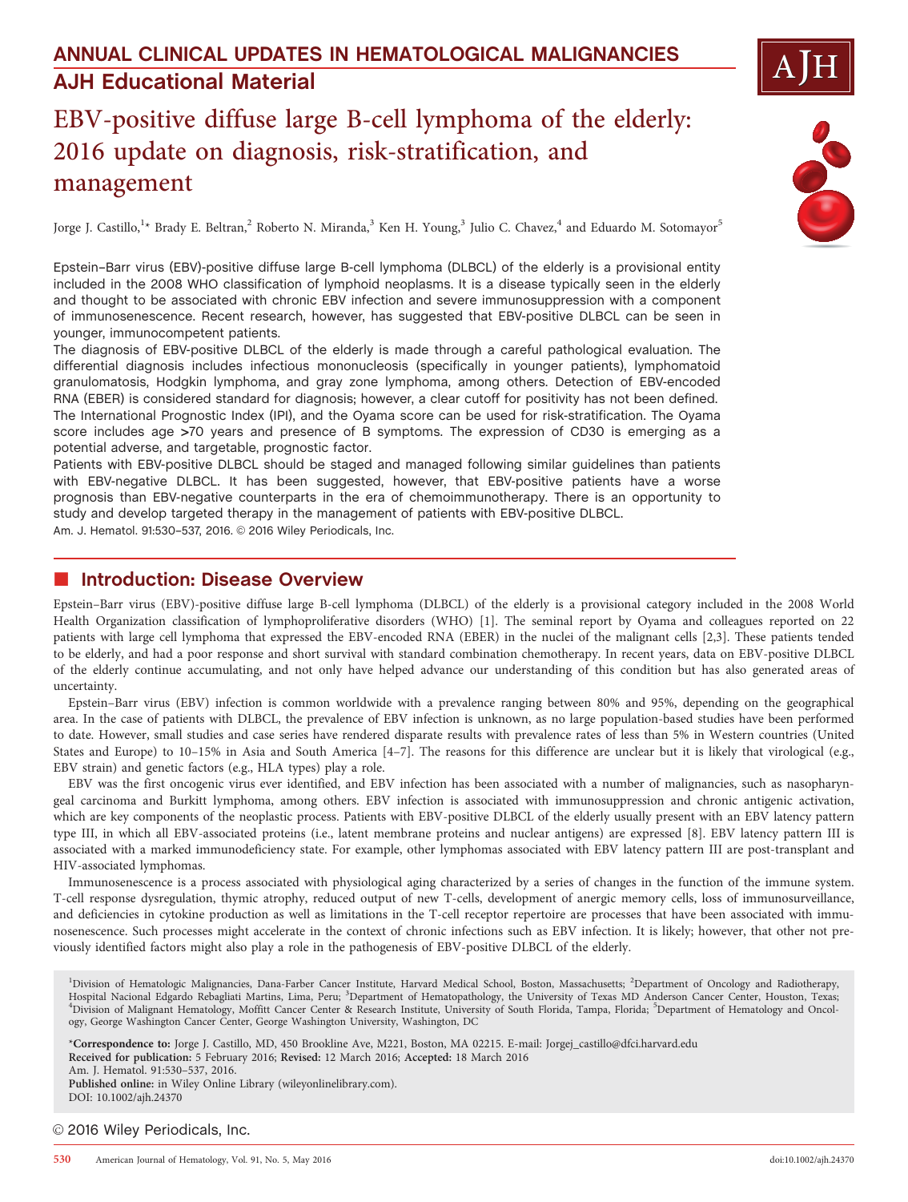ANNUAL CLINICAL UPDATES IN HEMATOLOGICAL MALIGNANCIES

AJH Educational Material

# EBV-positive diffuse large B-cell lymphoma of the elderly: 2016 update on diagnosis, risk-stratification, and management

Jorge J. Castillo,[1]* Brady E. Beltran,[2] Roberto N. Miranda,[3] Ken H. Young,[3] Julio C. Chavez,[4] and Eduardo M. Sotomayor[5]

Epstein–Barr virus (EBV)-positive diffuse large B-cell lymphoma (DLBCL) of the elderly is a provisional entity included in the 2008 WHO classification of lymphoid neoplasms. It is a disease typically seen in the elderly and thought to be associated with chronic EBV infection and severe immunosuppression with a component of immunosenescence. Recent research, however, has suggested that EBV-positive DLBCL can be seen in younger, immunocompetent patients.

The diagnosis of EBV-positive DLBCL of the elderly is made through a careful pathological evaluation. The differential diagnosis includes infectious mononucleosis (specifically in younger patients), lymphomatoid granulomatosis, Hodgkin lymphoma, and gray zone lymphoma, among others. Detection of EBV-encoded RNA (EBER) is considered standard for diagnosis; however, a clear cutoff for positivity has not been defined. The International Prognostic Index (IPI), and the Oyama score can be used for risk-stratification. The Oyama score includes age >70 years and presence of B symptoms. The expression of CD30 is emerging as a potential adverse, and targetable, prognostic factor.

Patients with EBV-positive DLBCL should be staged and managed following similar guidelines than patients with EBV-negative DLBCL. It has been suggested, however, that EBV-positive patients have a worse prognosis than EBV-negative counterparts in the era of chemoimmunotherapy. There is an opportunity to study and develop targeted therapy in the management of patients with EBV-positive DLBCL.

Am. J. Hematol. 91:530–537, 2016. © 2016 Wiley Periodicals, Inc.

## Introduction: Disease Overview

Epstein–Barr virus (EBV)-positive diffuse large B-cell lymphoma (DLBCL) of the elderly is a provisional category included in the 2008 World Health Organization classification of lymphoproliferative disorders (WHO) [1]. The seminal report by Oyama and colleagues reported on 22 patients with large cell lymphoma that expressed the EBV-encoded RNA (EBER) in the nuclei of the malignant cells [2,3]. These patients tended to be elderly, and had a poor response and short survival with standard combination chemotherapy. In recent years, data on EBV-positive DLBCL of the elderly continue accumulating, and not only have helped advance our understanding of this condition but has also generated areas of uncertainty.

Epstein–Barr virus (EBV) infection is common worldwide with a prevalence ranging between 80% and 95%, depending on the geographical area. In the case of patients with DLBCL, the prevalence of EBV infection is unknown, as no large population-based studies have been performed to date. However, small studies and case series have rendered disparate results with prevalence rates of less than 5% in Western countries (United States and Europe) to 10–15% in Asia and South America [4–7]. The reasons for this difference are unclear but it is likely that virological (e.g., EBV strain) and genetic factors (e.g., HLA types) play a role.

EBV was the first oncogenic virus ever identified, and EBV infection has been associated with a number of malignancies, such as nasopharyngeal carcinoma and Burkitt lymphoma, among others. EBV infection is associated with immunosuppression and chronic antigenic activation, which are key components of the neoplastic process. Patients with EBV-positive DLBCL of the elderly usually present with an EBV latency pattern type III, in which all EBV-associated proteins (i.e., latent membrane proteins and nuclear antigens) are expressed [8]. EBV latency pattern III is associated with a marked immunodeficiency state. For example, other lymphomas associated with EBV latency pattern III are post-transplant and HIV-associated lymphomas.

Immunosenescence is a process associated with physiological aging characterized by a series of changes in the function of the immune system. T-cell response dysregulation, thymic atrophy, reduced output of new T-cells, development of anergic memory cells, loss of immunosurveillance, and deficiencies in cytokine production as well as limitations in the T-cell receptor repertoire are processes that have been associated with immunosenescence. Such processes might accelerate in the context of chronic infections such as EBV infection. It is likely; however, that other not previously identified factors might also play a role in the pathogenesis of EBV-positive DLBCL of the elderly.

[1]Division of Hematologic Malignancies, Dana-Farber Cancer Institute, Harvard Medical School, Boston, Massachusetts; [2]Department of Oncology and Radiotherapy, Hospital Nacional Edgardo Rebagliati Martins, Lima, Peru; [3]Department of Hematopathology, the University of Texas MD Anderson Cancer Center, Houston, Texas; [4]Division of Malignant Hematology, Moffitt Cancer Center & Research Institute, University of South Florida, Tampa, Florida; [5]Department of Hematology and Oncology, George Washington Cancer Center, George Washington University, Washington, DC

*Correspondence to: Jorge J. Castillo, MD, 450 Brookline Ave, M221, Boston, MA 02215. E-mail: Jorgej_castillo@dfci.harvard.edu

Received for publication: 5 February 2016; Revised: 12 March 2016; Accepted: 18 March 2016

Am. J. Hematol. 91:530–537, 2016.

Published online: in Wiley Online Library (wileyonlinelibrary.com).

DOI: 10.1002/ajh.24370

© 2016 Wiley Periodicals, Inc.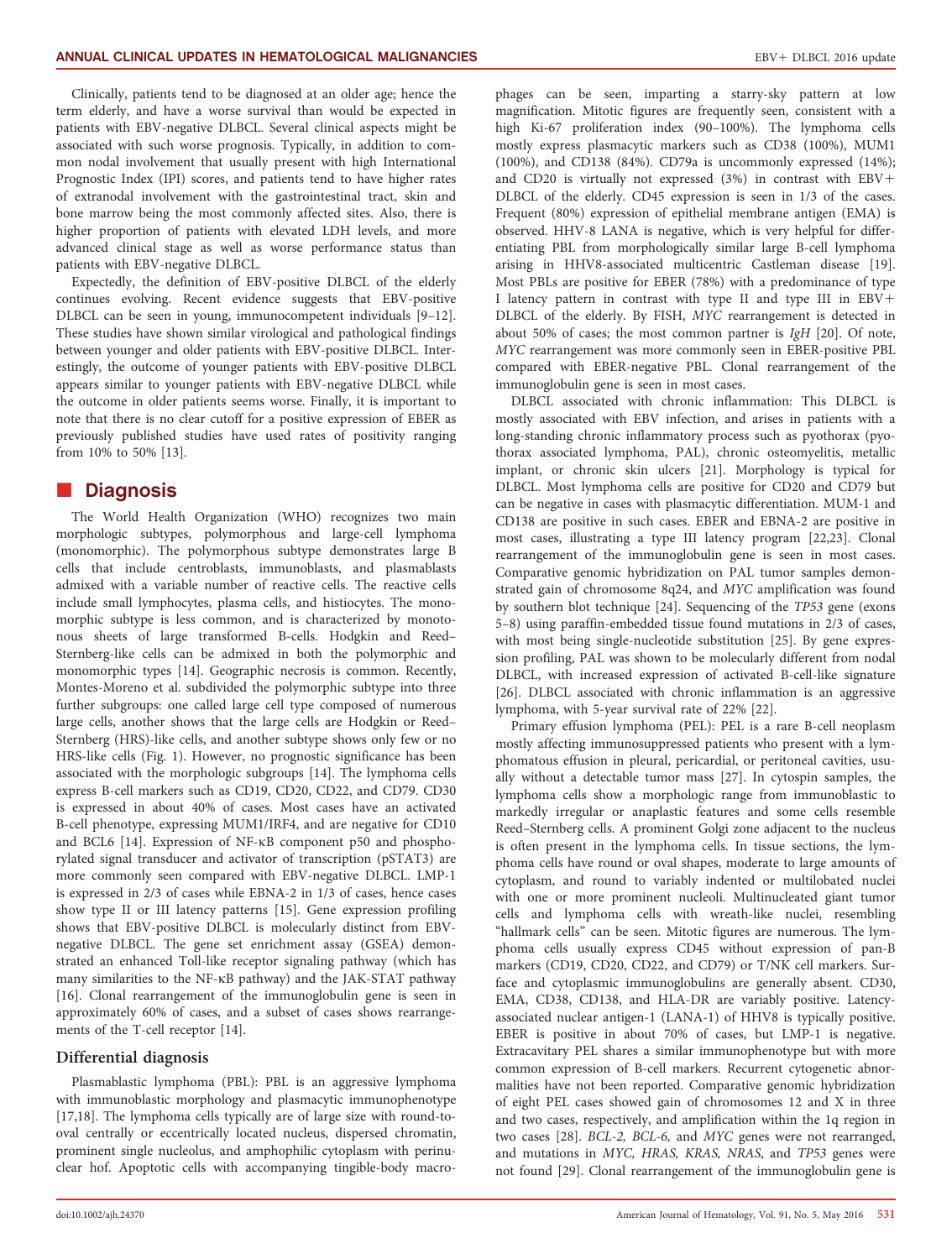Clinically, patients tend to be diagnosed at an older age; hence the term elderly, and have a worse survival than would be expected in patients with EBV-negative DLBCL. Several clinical aspects might be associated with such worse prognosis. Typically, in addition to common nodal involvement that usually present with high International Prognostic Index (IPI) scores, and patients tend to have higher rates of extranodal involvement with the gastrointestinal tract, skin and bone marrow being the most commonly affected sites. Also, there is higher proportion of patients with elevated LDH levels, and more advanced clinical stage as well as worse performance status than patients with EBV-negative DLBCL.

Expectedly, the definition of EBV-positive DLBCL of the elderly continues evolving. Recent evidence suggests that EBV-positive DLBCL can be seen in young, immunocompetent individuals [9–12]. These studies have shown similar virological and pathological findings between younger and older patients with EBV-positive DLBCL. Interestingly, the outcome of younger patients with EBV-positive DLBCL appears similar to younger patients with EBV-negative DLBCL while the outcome in older patients seems worse. Finally, it is important to note that there is no clear cutoff for a positive expression of EBER as previously published studies have used rates of positivity ranging from 10% to 50% [13].

## Diagnosis

The World Health Organization (WHO) recognizes two main morphologic subtypes, polymorphous and large-cell lymphoma (monomorphic). The polymorphous subtype demonstrates large B cells that include centroblasts, immunoblasts, and plasmablasts admixed with a variable number of reactive cells. The reactive cells include small lymphocytes, plasma cells, and histiocytes. The monomorphic subtype is less common, and is characterized by monotonous sheets of large transformed B-cells. Hodgkin and Reed–Sternberg-like cells can be admixed in both the polymorphic and monomorphic types [14]. Geographic necrosis is common. Recently, Montes-Moreno et al. subdivided the polymorphic subtype into three further subgroups: one called large cell type composed of numerous large cells, another shows that the large cells are Hodgkin or Reed–Sternberg (HRS)-like cells, and another subtype shows only few or no HRS-like cells (Fig. 1). However, no prognostic significance has been associated with the morphologic subgroups [14]. The lymphoma cells express B-cell markers such as CD19, CD20, CD22, and CD79. CD30 is expressed in about 40% of cases. Most cases have an activated B-cell phenotype, expressing MUM1/IRF4, and are negative for CD10 and BCL6 [14]. Expression of NF-κB component p50 and phosphorylated signal transducer and activator of transcription (pSTAT3) are more commonly seen compared with EBV-negative DLBCL. LMP-1 is expressed in 2/3 of cases while EBNA-2 in 1/3 of cases, hence cases show type II or III latency patterns [15]. Gene expression profiling shows that EBV-positive DLBCL is molecularly distinct from EBV-negative DLBCL. The gene set enrichment assay (GSEA) demonstrated an enhanced Toll-like receptor signaling pathway (which has many similarities to the NF-κB pathway) and the JAK-STAT pathway [16]. Clonal rearrangement of the immunoglobulin gene is seen in approximately 60% of cases, and a subset of cases shows rearrangements of the T-cell receptor [14].

### Differential diagnosis

Plasmablastic lymphoma (PBL): PBL is an aggressive lymphoma with immunoblastic morphology and plasmacytic immunophenotype [17,18]. The lymphoma cells typically are of large size with round-to-oval centrally or eccentrically located nucleus, dispersed chromatin, prominent single nucleolus, and amphophilic cytoplasm with perinuclear hof. Apoptotic cells with accompanying tingible-body macrophages can be seen, imparting a starry-sky pattern at low magnification. Mitotic figures are frequently seen, consistent with a high Ki-67 proliferation index (90–100%). The lymphoma cells mostly express plasmacytic markers such as CD38 (100%), MUM1 (100%), and CD138 (84%). CD79a is uncommonly expressed (14%); and CD20 is virtually not expressed (3%) in contrast with EBV+ DLBCL of the elderly. CD45 expression is seen in 1/3 of the cases. Frequent (80%) expression of epithelial membrane antigen (EMA) is observed. HHV-8 LANA is negative, which is very helpful for differentiating PBL from morphologically similar large B-cell lymphoma arising in HHV8-associated multicentric Castleman disease [19]. Most PBLs are positive for EBER (78%) with a predominance of type I latency pattern in contrast with type II and type III in EBV+ DLBCL of the elderly. By FISH, *MYC* rearrangement is detected in about 50% of cases; the most common partner is *IgH* [20]. Of note, *MYC* rearrangement was more commonly seen in EBER-positive PBL compared with EBER-negative PBL. Clonal rearrangement of the immunoglobulin gene is seen in most cases.

DLBCL associated with chronic inflammation: This DLBCL is mostly associated with EBV infection, and arises in patients with a long-standing chronic inflammatory process such as pyothorax (pyothorax associated lymphoma, PAL), chronic osteomyelitis, metallic implant, or chronic skin ulcers [21]. Morphology is typical for DLBCL. Most lymphoma cells are positive for CD20 and CD79 but can be negative in cases with plasmacytic differentiation. MUM-1 and CD138 are positive in such cases. EBER and EBNA-2 are positive in most cases, illustrating a type III latency program [22,23]. Clonal rearrangement of the immunoglobulin gene is seen in most cases. Comparative genomic hybridization on PAL tumor samples demonstrated gain of chromosome 8q24, and *MYC* amplification was found by southern blot technique [24]. Sequencing of the *TP53* gene (exons 5–8) using paraffin-embedded tissue found mutations in 2/3 of cases, with most being single-nucleotide substitution [25]. By gene expression profiling, PAL was shown to be molecularly different from nodal DLBCL, with increased expression of activated B-cell-like signature [26]. DLBCL associated with chronic inflammation is an aggressive lymphoma, with 5-year survival rate of 22% [22].

Primary effusion lymphoma (PEL): PEL is a rare B-cell neoplasm mostly affecting immunosuppressed patients who present with a lymphomatous effusion in pleural, pericardial, or peritoneal cavities, usually without a detectable tumor mass [27]. In cytospin samples, the lymphoma cells show a morphologic range from immunoblastic to markedly irregular or anaplastic features and some cells resemble Reed–Sternberg cells. A prominent Golgi zone adjacent to the nucleus is often present in the lymphoma cells. In tissue sections, the lymphoma cells have round or oval shapes, moderate to large amounts of cytoplasm, and round to variably indented or multilobated nuclei with one or more prominent nucleoli. Multinucleated giant tumor cells and lymphoma cells with wreath-like nuclei, resembling "hallmark cells" can be seen. Mitotic figures are numerous. The lymphoma cells usually express CD45 without expression of pan-B markers (CD19, CD20, CD22, and CD79) or T/NK cell markers. Surface and cytoplasmic immunoglobulins are generally absent. CD30, EMA, CD38, CD138, and HLA-DR are variably positive. Latency-associated nuclear antigen-1 (LANA-1) of HHV8 is typically positive. EBER is positive in about 70% of cases, but LMP-1 is negative. Extracavitary PEL shares a similar immunophenotype but with more common expression of B-cell markers. Recurrent cytogenetic abnormalities have not been reported. Comparative genomic hybridization of eight PEL cases showed gain of chromosomes 12 and X in three and two cases, respectively, and amplification within the 1q region in two cases [28]. *BCL-2, BCL-6,* and *MYC* genes were not rearranged, and mutations in *MYC, HRAS, KRAS, NRAS,* and *TP53* genes were not found [29]. Clonal rearrangement of the immunoglobulin gene is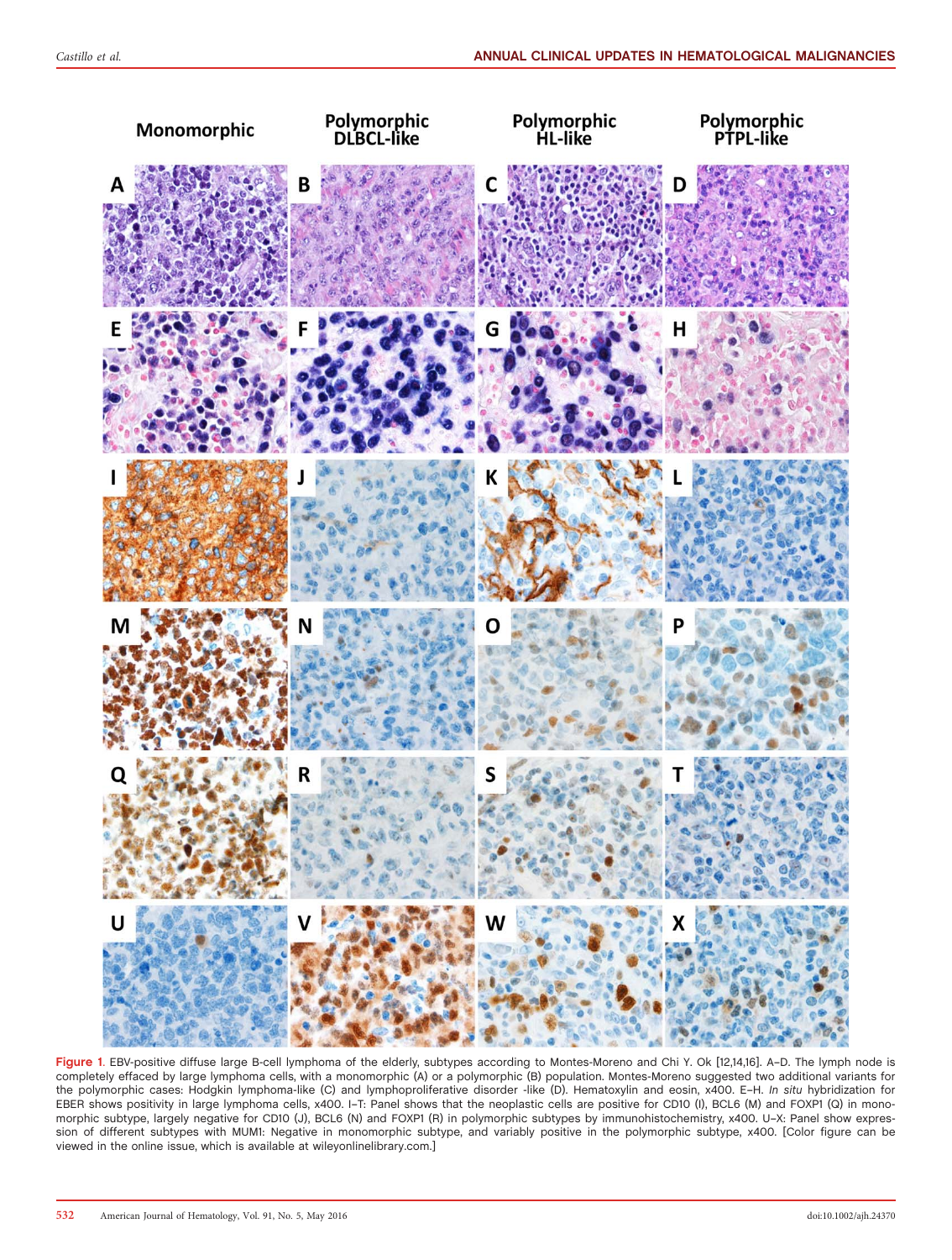Figure 1. EBV-positive diffuse large B-cell lymphoma of the elderly, subtypes according to Montes-Moreno and Chi Y. Ok [12,14,16]. A–D. The lymph node is completely effaced by large lymphoma cells, with a monomorphic (A) or a polymorphic (B) population. Montes-Moreno suggested two additional variants for the polymorphic cases: Hodgkin lymphoma-like (C) and lymphoproliferative disorder -like (D). Hematoxylin and eosin, x400. E–H. *In situ* hybridization for EBER shows positivity in large lymphoma cells, x400. I–T: Panel shows that the neoplastic cells are positive for CD10 (I), BCL6 (M) and FOXP1 (Q) in monomorphic subtype, largely negative for CD10 (J), BCL6 (N) and FOXP1 (R) in polymorphic subtypes by immunohistochemistry, x400. U–X: Panel show expression of different subtypes with MUM1: Negative in monomorphic subtype, and variably positive in the polymorphic subtype, x400. [Color figure can be viewed in the online issue, which is available at wileyonlinelibrary.com.]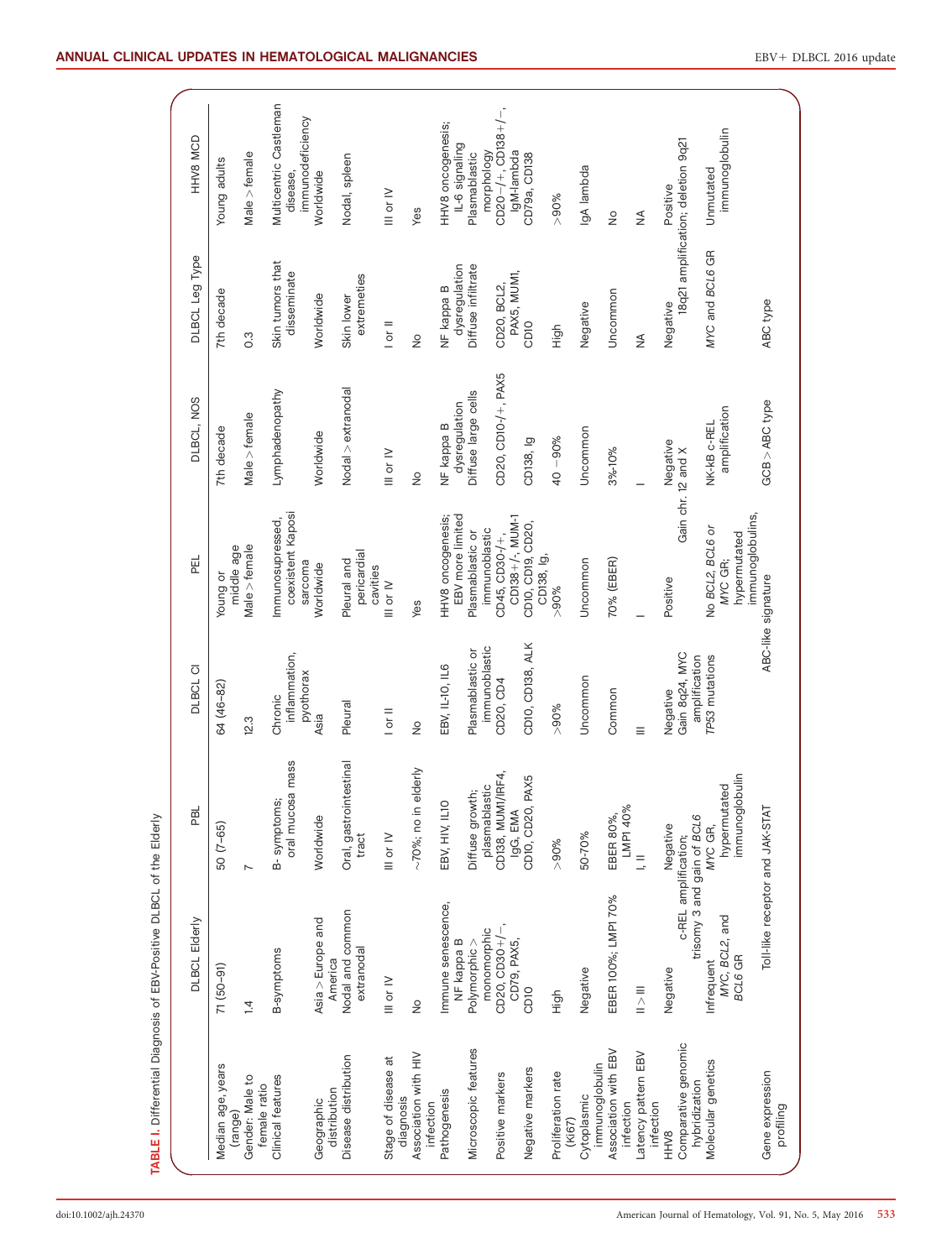**TABLE I.** Differential Diagnosis of EBV-Positive DLBCL of the Elderly

| | DLBCL Elderly | PBL | DLBCL CI | PEL | DLBCL, NOS | DLBCL Leg Type | HHV8 MCD |
|---|---|---|---|---|---|---|---|
| Median age, years (range) | 71 (50–91) | 50 (7–65) | 64 (46–82) | Young or middle age | 7th decade | 7th decade | Young adults |
| Gender: Male to female ratio | 1.4 | 7 | 12.3 | Male > female | Male > female | 0.3 | Male > female |
| Clinical features | B-symptoms | B- symptoms; oral mucosa mass | Chronic inflammation, pyothorax | Immunosupressed, coexistent Kaposi sarcoma | Lymphadenopathy | Skin tumors that disseminate | Multicentric Castleman disease, immunodeficiency |
| Geographic distribution | Asia > Europe and America | Worldwide | Asia | Worldwide | Worldwide | Worldwide | Worldwide |
| Disease distribution | Nodal and common extranodal | Oral, gastrointestinal tract | Pleural | Pleural and pericardial cavities | Nodal > extranodal | Skin lower extremeties | Nodal, spleen |
| Stage of disease at diagnosis | III or IV | III or IV | I or II | III or IV | III or IV | I or II | III or IV |
| Association with HIV infection | No | ~70%; no in elderly | No | Yes | No | No | Yes |
| Pathogenesis | Immune senescence, NF kappa B | EBV, HIV, IL10 | EBV, IL-10, IL6 | HHV8 oncogenesis; EBV more limited | NF kappa B dysregulation | NF kappa B dysregulation | HHV8 oncogenesis; IL-6 signaling |
| Microscopic features | Polymorphic > monomorphic | Diffuse growth; plasmablastic | Plasmablastic or immunoblastic | Plasmablastic or immunoblastic | Diffuse large cells | Diffuse infiltrate | Plasmablastic morphology |
| Positive markers | CD20, CD30+/−, CD79, PAX5, | CD138, MUM1/IRF4, IgG, EMA | CD20, CD4 | CD45, CD30−/+, CD138+/-, MUM-1 | CD20, CD10-/+, PAX5 | CD20, BCL2, PAX5, MUM1, | CD20−/+, CD138+/−, IgM-lambda |
| Negative markers | CD10 | CD10, CD20, PAX5 | CD10, CD138, ALK | CD10, CD19, CD20, CD138, Ig, | CD138, Ig | CD10 | CD79a, CD138 |
| Proliferation rate (Ki67) | High | >90% | >90% | >90% | 40 −90% | High | >90% |
| Cytoplasmic immunoglobulin | Negative | 50-70% | Uncommon | Uncommon | Uncommon | Negative | IgA lambda |
| Association with EBV infection | EBER 100%; LMP1 70% | EBER 80%, LMP1 40% | Common | 70% (EBER) | 3%-10% | Uncommon | No |
| Latency pattern EBV infection | II > III | I, II | III | I | I | NA | NA |
| HHV8 | Negative | Negative | Negative | Positive | Negative | Negative | Positive |
| Comparative genomic hybridization | c-REL amplification; trisomy 3 and gain of *BCL6* | | Gain 8q24, MYC amplification | Gain chr. 12 and X | | 18q21 amplification; deletion 9q21 | |
| Molecular genetics | Infrequent *MYC*, *BCL2*, and *BCL6* GR | *MYC* GR, hypermutated immunoglobulin | *TP53* mutations | No *BCL2*, *BCL6* or *MYC* GR; hypermutated immunoglobulins, | NK-kB c-REL amplification | *MYC* and *BCL6* GR | Unmutated immunoglobulin |
| Gene expression profiling | Toll-like receptor and JAK-STAT | | ABC-like signature | | GCB > ABC type | ABC type | |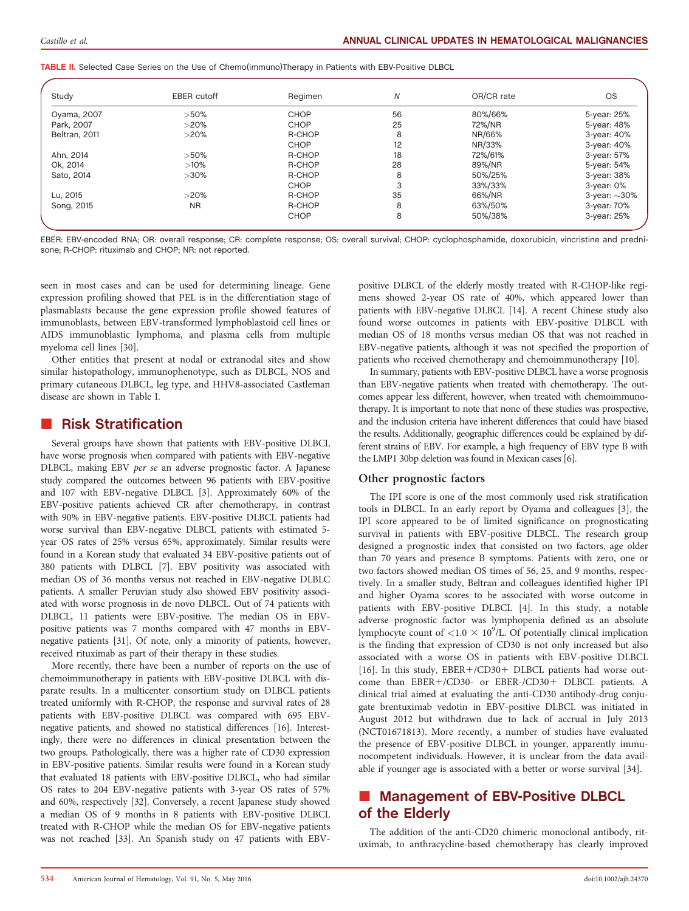TABLE II. Selected Case Series on the Use of Chemo(immuno)Therapy in Patients with EBV-Positive DLBCL

| Study | EBER cutoff | Regimen | N | OR/CR rate | OS |
|---|---|---|---|---|---|
| Oyama, 2007 | >50% | CHOP | 56 | 80%/66% | 5-year: 25% |
| Park, 2007 | >20% | CHOP | 25 | 72%/NR | 5-year: 48% |
| Beltran, 2011 | >20% | R-CHOP | 8 | NR/66% | 3-year: 40% |
| | | CHOP | 12 | NR/33% | 3-year: 40% |
| Ahn, 2014 | >50% | R-CHOP | 18 | 72%/61% | 3-year: 57% |
| Ok, 2014 | >10% | R-CHOP | 28 | 89%/NR | 5-year: 54% |
| Sato, 2014 | >30% | R-CHOP | 8 | 50%/25% | 3-year: 38% |
| | | CHOP | 3 | 33%/33% | 3-year: 0% |
| Lu, 2015 | >20% | R-CHOP | 35 | 66%/NR | 3-year: ~30% |
| Song, 2015 | NR | R-CHOP | 8 | 63%/50% | 3-year: 70% |
| | | CHOP | 8 | 50%/38% | 3-year: 25% |

EBER: EBV-encoded RNA; OR: overall response; CR: complete response; OS: overall survival; CHOP: cyclophosphamide, doxorubicin, vincristine and prednisone; R-CHOP: rituximab and CHOP; NR: not reported.

seen in most cases and can be used for determining lineage. Gene expression profiling showed that PEL is in the differentiation stage of plasmablasts because the gene expression profile showed features of immunoblasts, between EBV-transformed lymphoblastoid cell lines or AIDS immunoblastic lymphoma, and plasma cells from multiple myeloma cell lines [30].

Other entities that present at nodal or extranodal sites and show similar histopathology, immunophenotype, such as DLBCL, NOS and primary cutaneous DLBCL, leg type, and HHV8-associated Castleman disease are shown in Table I.

## Risk Stratification

Several groups have shown that patients with EBV-positive DLBCL have worse prognosis when compared with patients with EBV-negative DLBCL, making EBV *per se* an adverse prognostic factor. A Japanese study compared the outcomes between 96 patients with EBV-positive and 107 with EBV-negative DLBCL [3]. Approximately 60% of the EBV-positive patients achieved CR after chemotherapy, in contrast with 90% in EBV-negative patients. EBV-positive DLBCL patients had worse survival than EBV-negative DLBCL patients with estimated 5-year OS rates of 25% versus 65%, approximately. Similar results were found in a Korean study that evaluated 34 EBV-positive patients out of 380 patients with DLBCL [7]. EBV positivity was associated with median OS of 36 months versus not reached in EBV-negative DLBLC patients. A smaller Peruvian study also showed EBV positivity associated with worse prognosis in de novo DLBCL. Out of 74 patients with DLBCL, 11 patients were EBV-positive. The median OS in EBV-positive patients was 7 months compared with 47 months in EBV-negative patients [31]. Of note, only a minority of patients, however, received rituximab as part of their therapy in these studies.

More recently, there have been a number of reports on the use of chemoimmunotherapy in patients with EBV-positive DLBCL with disparate results. In a multicenter consortium study on DLBCL patients treated uniformly with R-CHOP, the response and survival rates of 28 patients with EBV-positive DLBCL was compared with 695 EBV-negative patients, and showed no statistical differences [16]. Interestingly, there were no differences in clinical presentation between the two groups. Pathologically, there was a higher rate of CD30 expression in EBV-positive patients. Similar results were found in a Korean study that evaluated 18 patients with EBV-positive DLBCL, who had similar OS rates to 204 EBV-negative patients with 3-year OS rates of 57% and 60%, respectively [32]. Conversely, a recent Japanese study showed a median OS of 9 months in 8 patients with EBV-positive DLBCL treated with R-CHOP while the median OS for EBV-negative patients was not reached [33]. An Spanish study on 47 patients with EBV-positive DLBCL of the elderly mostly treated with R-CHOP-like regimens showed 2-year OS rate of 40%, which appeared lower than patients with EBV-negative DLBCL [14]. A recent Chinese study also found worse outcomes in patients with EBV-positive DLBCL with median OS of 18 months versus median OS that was not reached in EBV-negative patients, although it was not specified the proportion of patients who received chemotherapy and chemoimmunotherapy [10].

In summary, patients with EBV-positive DLBCL have a worse prognosis than EBV-negative patients when treated with chemotherapy. The outcomes appear less different, however, when treated with chemoimmunotherapy. It is important to note that none of these studies was prospective, and the inclusion criteria have inherent differences that could have biased the results. Additionally, geographic differences could be explained by different strains of EBV. For example, a high frequency of EBV type B with the LMP1 30bp deletion was found in Mexican cases [6].

### Other prognostic factors

The IPI score is one of the most commonly used risk stratification tools in DLBCL. In an early report by Oyama and colleagues [3], the IPI score appeared to be of limited significance on prognosticating survival in patients with EBV-positive DLBCL. The research group designed a prognostic index that consisted on two factors, age older than 70 years and presence B symptoms. Patients with zero, one or two factors showed median OS times of 56, 25, and 9 months, respectively. In a smaller study, Beltran and colleagues identified higher IPI and higher Oyama scores to be associated with worse outcome in patients with EBV-positive DLBCL [4]. In this study, a notable adverse prognostic factor was lymphopenia defined as an absolute lymphocyte count of $<1.0 \times 10^9$/L. Of potentially clinical implication is the finding that expression of CD30 is not only increased but also associated with a worse OS in patients with EBV-positive DLBCL [16]. In this study, EBER+/CD30+ DLBCL patients had worse outcome than EBER+/CD30- or EBER-/CD30+ DLBCL patients. A clinical trial aimed at evaluating the anti-CD30 antibody-drug conjugate brentuximab vedotin in EBV-positive DLBCL was initiated in August 2012 but withdrawn due to lack of accrual in July 2013 (NCT01671813). More recently, a number of studies have evaluated the presence of EBV-positive DLBCL in younger, apparently immunocompetent individuals. However, it is unclear from the data available if younger age is associated with a better or worse survival [34].

## Management of EBV-Positive DLBCL of the Elderly

The addition of the anti-CD20 chimeric monoclonal antibody, rituximab, to anthracycline-based chemotherapy has clearly improved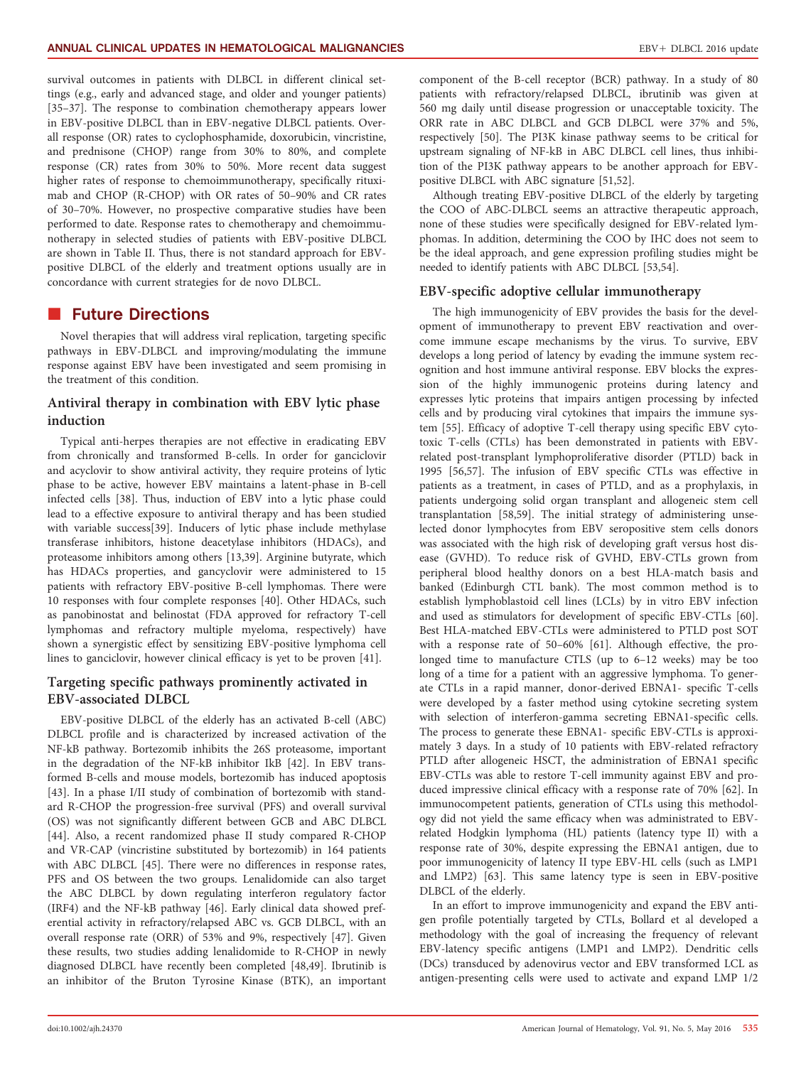survival outcomes in patients with DLBCL in different clinical settings (e.g., early and advanced stage, and older and younger patients) [35–37]. The response to combination chemotherapy appears lower in EBV-positive DLBCL than in EBV-negative DLBCL patients. Overall response (OR) rates to cyclophosphamide, doxorubicin, vincristine, and prednisone (CHOP) range from 30% to 80%, and complete response (CR) rates from 30% to 50%. More recent data suggest higher rates of response to chemoimmunotherapy, specifically rituximab and CHOP (R-CHOP) with OR rates of 50–90% and CR rates of 30–70%. However, no prospective comparative studies have been performed to date. Response rates to chemotherapy and chemoimmunotherapy in selected studies of patients with EBV-positive DLBCL are shown in Table II. Thus, there is not standard approach for EBV-positive DLBCL of the elderly and treatment options usually are in concordance with current strategies for de novo DLBCL.

## Future Directions

Novel therapies that will address viral replication, targeting specific pathways in EBV-DLBCL and improving/modulating the immune response against EBV have been investigated and seem promising in the treatment of this condition.

### Antiviral therapy in combination with EBV lytic phase induction

Typical anti-herpes therapies are not effective in eradicating EBV from chronically and transformed B-cells. In order for ganciclovir and acyclovir to show antiviral activity, they require proteins of lytic phase to be active, however EBV maintains a latent-phase in B-cell infected cells [38]. Thus, induction of EBV into a lytic phase could lead to a effective exposure to antiviral therapy and has been studied with variable success[39]. Inducers of lytic phase include methylase transferase inhibitors, histone deacetylase inhibitors (HDACs), and proteasome inhibitors among others [13,39]. Arginine butyrate, which has HDACs properties, and gancyclovir were administered to 15 patients with refractory EBV-positive B-cell lymphomas. There were 10 responses with four complete responses [40]. Other HDACs, such as panobinostat and belinostat (FDA approved for refractory T-cell lymphomas and refractory multiple myeloma, respectively) have shown a synergistic effect by sensitizing EBV-positive lymphoma cell lines to ganciclovir, however clinical efficacy is yet to be proven [41].

### Targeting specific pathways prominently activated in EBV-associated DLBCL

EBV-positive DLBCL of the elderly has an activated B-cell (ABC) DLBCL profile and is characterized by increased activation of the NF-kB pathway. Bortezomib inhibits the 26S proteasome, important in the degradation of the NF-kB inhibitor IkB [42]. In EBV transformed B-cells and mouse models, bortezomib has induced apoptosis [43]. In a phase I/II study of combination of bortezomib with standard R-CHOP the progression-free survival (PFS) and overall survival (OS) was not significantly different between GCB and ABC DLBCL [44]. Also, a recent randomized phase II study compared R-CHOP and VR-CAP (vincristine substituted by bortezomib) in 164 patients with ABC DLBCL [45]. There were no differences in response rates, PFS and OS between the two groups. Lenalidomide can also target the ABC DLBCL by down regulating interferon regulatory factor (IRF4) and the NF-kB pathway [46]. Early clinical data showed preferential activity in refractory/relapsed ABC vs. GCB DLBCL, with an overall response rate (ORR) of 53% and 9%, respectively [47]. Given these results, two studies adding lenalidomide to R-CHOP in newly diagnosed DLBCL have recently been completed [48,49]. Ibrutinib is an inhibitor of the Bruton Tyrosine Kinase (BTK), an important component of the B-cell receptor (BCR) pathway. In a study of 80 patients with refractory/relapsed DLBCL, ibrutinib was given at 560 mg daily until disease progression or unacceptable toxicity. The ORR rate in ABC DLBCL and GCB DLBCL were 37% and 5%, respectively [50]. The PI3K kinase pathway seems to be critical for upstream signaling of NF-kB in ABC DLBCL cell lines, thus inhibition of the PI3K pathway appears to be another approach for EBV-positive DLBCL with ABC signature [51,52].

Although treating EBV-positive DLBCL of the elderly by targeting the COO of ABC-DLBCL seems an attractive therapeutic approach, none of these studies were specifically designed for EBV-related lymphomas. In addition, determining the COO by IHC does not seem to be the ideal approach, and gene expression profiling studies might be needed to identify patients with ABC DLBCL [53,54].

### EBV-specific adoptive cellular immunotherapy

The high immunogenicity of EBV provides the basis for the development of immunotherapy to prevent EBV reactivation and overcome immune escape mechanisms by the virus. To survive, EBV develops a long period of latency by evading the immune system recognition and host immune antiviral response. EBV blocks the expression of the highly immunogenic proteins during latency and expresses lytic proteins that impairs antigen processing by infected cells and by producing viral cytokines that impairs the immune system [55]. Efficacy of adoptive T-cell therapy using specific EBV cytotoxic T-cells (CTLs) has been demonstrated in patients with EBV-related post-transplant lymphoproliferative disorder (PTLD) back in 1995 [56,57]. The infusion of EBV specific CTLs was effective in patients as a treatment, in cases of PTLD, and as a prophylaxis, in patients undergoing solid organ transplant and allogeneic stem cell transplantation [58,59]. The initial strategy of administering unselected donor lymphocytes from EBV seropositive stem cells donors was associated with the high risk of developing graft versus host disease (GVHD). To reduce risk of GVHD, EBV-CTLs grown from peripheral blood healthy donors on a best HLA-match basis and banked (Edinburgh CTL bank). The most common method is to establish lymphoblastoid cell lines (LCLs) by in vitro EBV infection and used as stimulators for development of specific EBV-CTLs [60]. Best HLA-matched EBV-CTLs were administered to PTLD post SOT with a response rate of 50–60% [61]. Although effective, the prolonged time to manufacture CTLS (up to 6–12 weeks) may be too long of a time for a patient with an aggressive lymphoma. To generate CTLs in a rapid manner, donor-derived EBNA1- specific T-cells were developed by a faster method using cytokine secreting system with selection of interferon-gamma secreting EBNA1-specific cells. The process to generate these EBNA1- specific EBV-CTLs is approximately 3 days. In a study of 10 patients with EBV-related refractory PTLD after allogeneic HSCT, the administration of EBNA1 specific EBV-CTLs was able to restore T-cell immunity against EBV and produced impressive clinical efficacy with a response rate of 70% [62]. In immunocompetent patients, generation of CTLs using this methodology did not yield the same efficacy when was administrated to EBV-related Hodgkin lymphoma (HL) patients (latency type II) with a response rate of 30%, despite expressing the EBNA1 antigen, due to poor immunogenicity of latency II type EBV-HL cells (such as LMP1 and LMP2) [63]. This same latency type is seen in EBV-positive DLBCL of the elderly.

In an effort to improve immunogenicity and expand the EBV antigen profile potentially targeted by CTLs, Bollard et al developed a methodology with the goal of increasing the frequency of relevant EBV-latency specific antigens (LMP1 and LMP2). Dendritic cells (DCs) transduced by adenovirus vector and EBV transformed LCL as antigen-presenting cells were used to activate and expand LMP 1/2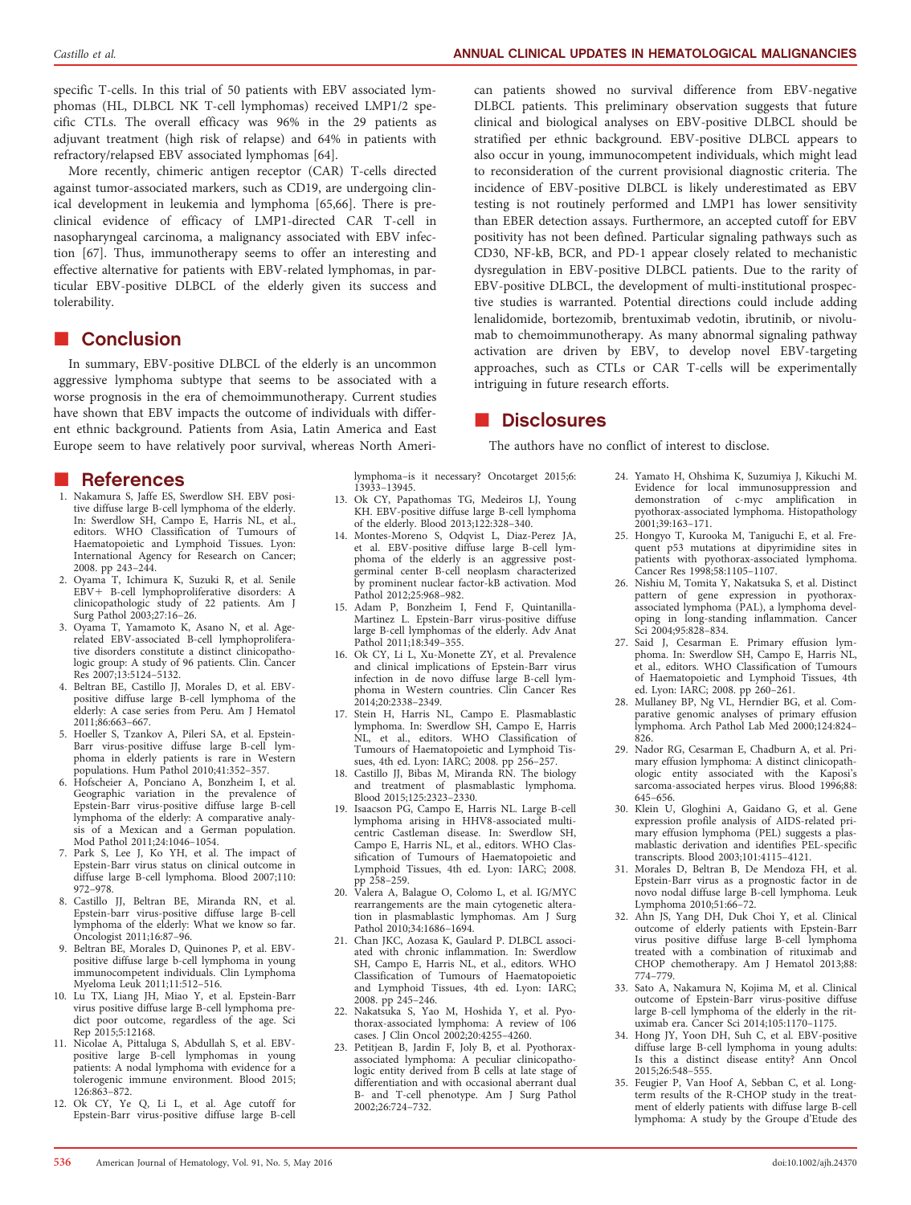specific T-cells. In this trial of 50 patients with EBV associated lymphomas (HL, DLBCL NK T-cell lymphomas) received LMP1/2 specific CTLs. The overall efficacy was 96% in the 29 patients as adjuvant treatment (high risk of relapse) and 64% in patients with refractory/relapsed EBV associated lymphomas [64].

More recently, chimeric antigen receptor (CAR) T-cells directed against tumor-associated markers, such as CD19, are undergoing clinical development in leukemia and lymphoma [65,66]. There is preclinical evidence of efficacy of LMP1-directed CAR T-cell in nasopharyngeal carcinoma, a malignancy associated with EBV infection [67]. Thus, immunotherapy seems to offer an interesting and effective alternative for patients with EBV-related lymphomas, in particular EBV-positive DLBCL of the elderly given its success and tolerability.

## Conclusion

In summary, EBV-positive DLBCL of the elderly is an uncommon aggressive lymphoma subtype that seems to be associated with a worse prognosis in the era of chemoimmunotherapy. Current studies have shown that EBV impacts the outcome of individuals with different ethnic background. Patients from Asia, Latin America and East Europe seem to have relatively poor survival, whereas North American patients showed no survival difference from EBV-negative DLBCL patients. This preliminary observation suggests that future clinical and biological analyses on EBV-positive DLBCL should be stratified per ethnic background. EBV-positive DLBCL appears to also occur in young, immunocompetent individuals, which might lead to reconsideration of the current provisional diagnostic criteria. The incidence of EBV-positive DLBCL is likely underestimated as EBV testing is not routinely performed and LMP1 has lower sensitivity than EBER detection assays. Furthermore, an accepted cutoff for EBV positivity has not been defined. Particular signaling pathways such as CD30, NF-kB, BCR, and PD-1 appear closely related to mechanistic dysregulation in EBV-positive DLBCL patients. Due to the rarity of EBV-positive DLBCL, the development of multi-institutional prospective studies is warranted. Potential directions could include adding lenalidomide, bortezomib, brentuximab vedotin, ibrutinib, or nivolumab to chemoimmunotherapy. As many abnormal signaling pathway activation are driven by EBV, to develop novel EBV-targeting approaches, such as CTLs or CAR T-cells will be experimentally intriguing in future research efforts.

## Disclosures

The authors have no conflict of interest to disclose.

## References

1. Nakamura S, Jaffe ES, Swerdlow SH. EBV positive diffuse large B-cell lymphoma of the elderly. In: Swerdlow SH, Campo E, Harris NL, et al., editors. WHO Classification of Tumours of Haematopoietic and Lymphoid Tissues. Lyon: International Agency for Research on Cancer; 2008. pp 243–244.
2. Oyama T, Ichimura K, Suzuki R, et al. Senile EBV+ B-cell lymphoproliferative disorders: A clinicopathologic study of 22 patients. Am J Surg Pathol 2003;27:16–26.
3. Oyama T, Yamamoto K, Asano N, et al. Age-related EBV-associated B-cell lymphoproliferative disorders constitute a distinct clinicopathologic group: A study of 96 patients. Clin. Cancer Res 2007;13:5124–5132.
4. Beltran BE, Castillo JJ, Morales D, et al. EBV-positive diffuse large B-cell lymphoma of the elderly: A case series from Peru. Am J Hematol 2011;86:663–667.
5. Hoeller S, Tzankov A, Pileri SA, et al. Epstein-Barr virus-positive diffuse large B-cell lymphoma in elderly patients is rare in Western populations. Hum Pathol 2010;41:352–357.
6. Hofscheier A, Ponciano A, Bonzheim I, et al. Geographic variation in the prevalence of Epstein-Barr virus-positive diffuse large B-cell lymphoma of the elderly: A comparative analysis of a Mexican and a German population. Mod Pathol 2011;24:1046–1054.
7. Park S, Lee J, Ko YH, et al. The impact of Epstein-Barr virus status on clinical outcome in diffuse large B-cell lymphoma. Blood 2007;110:972–978.
8. Castillo JJ, Beltran BE, Miranda RN, et al. Epstein-barr virus-positive diffuse large B-cell lymphoma of the elderly: What we know so far. Oncologist 2011;16:87–96.
9. Beltran BE, Morales D, Quinones P, et al. EBV-positive diffuse large b-cell lymphoma in young immunocompetent individuals. Clin Lymphoma Myeloma Leuk 2011;11:512–516.
10. Lu TX, Liang JH, Miao Y, et al. Epstein-Barr virus positive diffuse large B-cell lymphoma predict poor outcome, regardless of the age. Sci Rep 2015;5:12168.
11. Nicolae A, Pittaluga S, Abdullah S, et al. EBV-positive large B-cell lymphomas in young patients: A nodal lymphoma with evidence for a tolerogenic immune environment. Blood 2015;126:863–872.
12. Ok CY, Ye Q, Li L, et al. Age cutoff for Epstein-Barr virus-positive diffuse large B-cell lymphoma–is it necessary? Oncotarget 2015;6:13933–13945.
13. Ok CY, Papathomas TG, Medeiros LJ, Young KH. EBV-positive diffuse large B-cell lymphoma of the elderly. Blood 2013;122:328–340.
14. Montes-Moreno S, Odqvist L, Diaz-Perez JA, et al. EBV-positive diffuse large B-cell lymphoma of the elderly is an aggressive post-germinal center B-cell neoplasm characterized by prominent nuclear factor-kB activation. Mod Pathol 2012;25:968–982.
15. Adam P, Bonzheim I, Fend F, Quintanilla-Martinez L. Epstein-Barr virus-positive diffuse large B-cell lymphomas of the elderly. Adv Anat Pathol 2011;18:349–355.
16. Ok CY, Li L, Xu-Monette ZY, et al. Prevalence and clinical implications of Epstein-Barr virus infection in de novo diffuse large B-cell lymphoma in Western countries. Clin Cancer Res 2014;20:2338–2349.
17. Stein H, Harris NL, Campo E. Plasmablastic lymphoma. In: Swerdlow SH, Campo E, Harris NL, et al., editors. WHO Classification of Tumours of Haematopoietic and Lymphoid Tissues, 4th ed. Lyon: IARC; 2008. pp 256–257.
18. Castillo JJ, Bibas M, Miranda RN. The biology and treatment of plasmablastic lymphoma. Blood 2015;125:2323–2330.
19. Isaacson PG, Campo E, Harris NL. Large B-cell lymphoma arising in HHV8-associated multicentric Castleman disease. In: Swerdlow SH, Campo E, Harris NL, et al., editors. WHO Classification of Tumours of Haematopoietic and Lymphoid Tissues, 4th ed. Lyon: IARC; 2008. pp 258–259.
20. Valera A, Balague O, Colomo L, et al. IG/MYC rearrangements are the main cytogenetic alteration in plasmablastic lymphomas. Am J Surg Pathol 2010;34:1686–1694.
21. Chan JKC, Aozasa K, Gaulard P. DLBCL associated with chronic inflammation. In: Swerdlow SH, Campo E, Harris NL, et al., editors. WHO Classification of Tumours of Haematopoietic and Lymphoid Tissues, 4th ed. Lyon: IARC; 2008. pp 245–246.
22. Nakatsuka S, Yao M, Hoshida Y, et al. Pyothorax-associated lymphoma: A review of 106 cases. J Clin Oncol 2002;20:4255–4260.
23. Petitjean B, Jardin F, Joly B, et al. Pyothorax-associated lymphoma: A peculiar clinicopathologic entity derived from B cells at late stage of differentiation and with occasional aberrant dual B- and T-cell phenotype. Am J Surg Pathol 2002;26:724–732.
24. Yamato H, Ohshima K, Suzumiya J, Kikuchi M. Evidence for local immunosuppression and demonstration of c-myc amplification in pyothorax-associated lymphoma. Histopathology 2001;39:163–171.
25. Hongyo T, Kurooka M, Taniguchi E, et al. Frequent p53 mutations at dipyrimidine sites in patients with pyothorax-associated lymphoma. Cancer Res 1998;58:1105–1107.
26. Nishiu M, Tomita Y, Nakatsuka S, et al. Distinct pattern of gene expression in pyothorax-associated lymphoma (PAL), a lymphoma developing in long-standing inflammation. Cancer Sci 2004;95:828–834.
27. Said J, Cesarman E. Primary effusion lymphoma. In: Swerdlow SH, Campo E, Harris NL, et al., editors. WHO Classification of Tumours of Haematopoietic and Lymphoid Tissues, 4th ed. Lyon: IARC; 2008. pp 260–261.
28. Mullaney BP, Ng VL, Herndier BG, et al. Comparative genomic analyses of primary effusion lymphoma. Arch Pathol Lab Med 2000;124:824–826.
29. Nador RG, Cesarman E, Chadburn A, et al. Primary effusion lymphoma: A distinct clinicopathologic entity associated with the Kaposi's sarcoma-associated herpes virus. Blood 1996;88:645–656.
30. Klein U, Gloghini A, Gaidano G, et al. Gene expression profile analysis of AIDS-related primary effusion lymphoma (PEL) suggests a plasmablastic derivation and identifies PEL-specific transcripts. Blood 2003;101:4115–4121.
31. Morales D, Beltran B, De Mendoza FH, et al. Epstein-Barr virus as a prognostic factor in de novo nodal diffuse large B-cell lymphoma. Leuk Lymphoma 2010;51:66–72.
32. Ahn JS, Yang DH, Duk Choi Y, et al. Clinical outcome of elderly patients with Epstein-Barr virus positive diffuse large B-cell lymphoma treated with a combination of rituximab and CHOP chemotherapy. Am J Hematol 2013;88:774–779.
33. Sato A, Nakamura N, Kojima M, et al. Clinical outcome of Epstein-Barr virus-positive diffuse large B-cell lymphoma of the elderly in the rituximab era. Cancer Sci 2014;105:1170–1175.
34. Hong JY, Yoon DH, Suh C, et al. EBV-positive diffuse large B-cell lymphoma in young adults: Is this a distinct disease entity? Ann Oncol 2015;26:548–555.
35. Feugier P, Van Hoof A, Sebban C, et al. Long-term results of the R-CHOP study in the treatment of elderly patients with diffuse large B-cell lymphoma: A study by the Groupe d'Etude des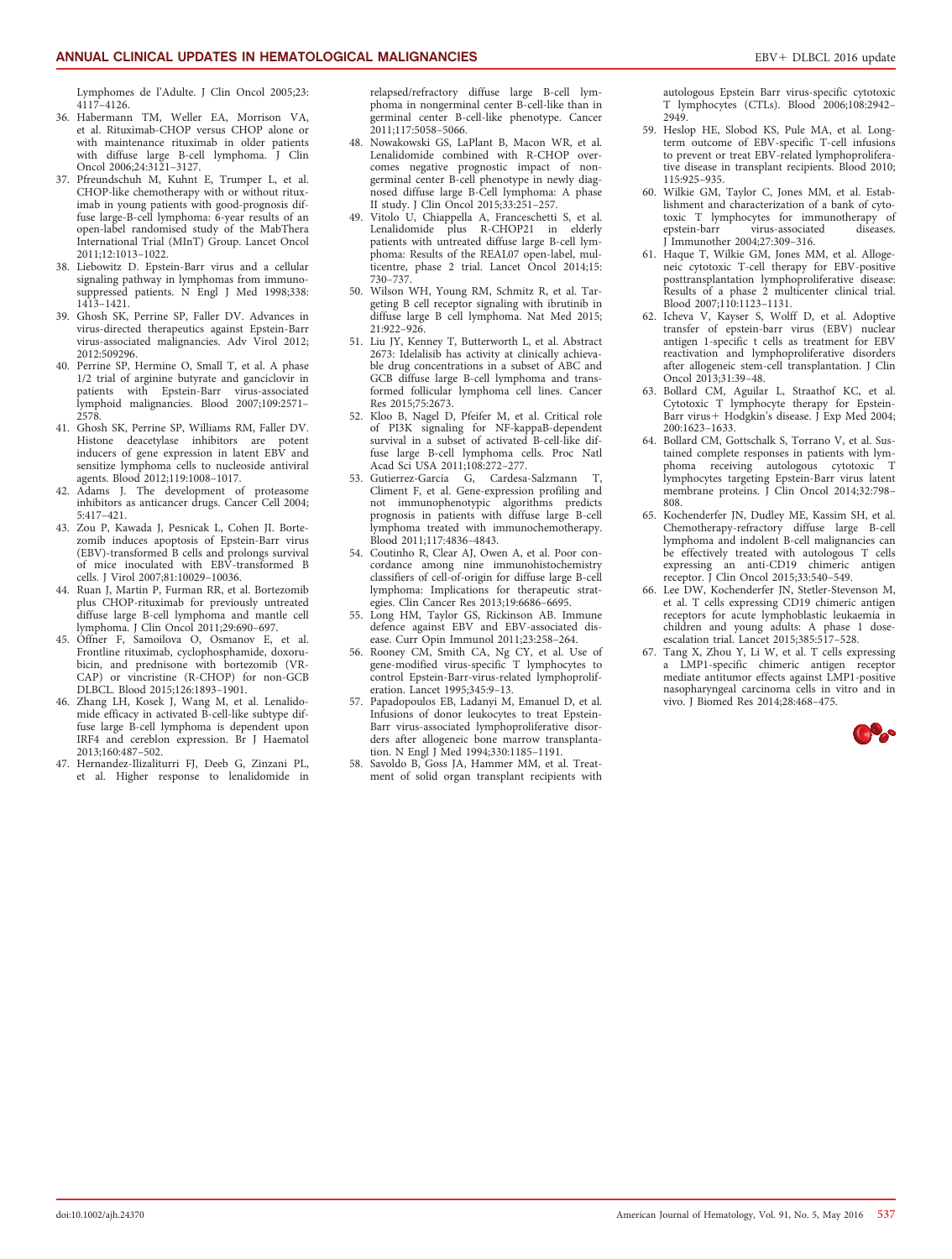Lymphomes de l'Adulte. J Clin Oncol 2005;23: 4117–4126.

36. Habermann TM, Weller EA, Morrison VA, et al. Rituximab-CHOP versus CHOP alone or with maintenance rituximab in older patients with diffuse large B-cell lymphoma. J Clin Oncol 2006;24:3121–3127.
37. Pfreundschuh M, Kuhnt E, Trumper L, et al. CHOP-like chemotherapy with or without rituximab in young patients with good-prognosis diffuse large-B-cell lymphoma: 6-year results of an open-label randomised study of the MabThera International Trial (MInT) Group. Lancet Oncol 2011;12:1013–1022.
38. Liebowitz D. Epstein-Barr virus and a cellular signaling pathway in lymphomas from immunosuppressed patients. N Engl J Med 1998;338: 1413–1421.
39. Ghosh SK, Perrine SP, Faller DV. Advances in virus-directed therapeutics against Epstein-Barr virus-associated malignancies. Adv Virol 2012; 2012:509296.
40. Perrine SP, Hermine O, Small T, et al. A phase 1/2 trial of arginine butyrate and ganciclovir in patients with Epstein-Barr virus-associated lymphoid malignancies. Blood 2007;109:2571–2578.
41. Ghosh SK, Perrine SP, Williams RM, Faller DV. Histone deacetylase inhibitors are potent inducers of gene expression in latent EBV and sensitize lymphoma cells to nucleoside antiviral agents. Blood 2012;119:1008–1017.
42. Adams J. The development of proteasome inhibitors as anticancer drugs. Cancer Cell 2004; 5:417–421.
43. Zou P, Kawada J, Pesnicak L, Cohen JI. Bortezomib induces apoptosis of Epstein-Barr virus (EBV)-transformed B cells and prolongs survival of mice inoculated with EBV-transformed B cells. J Virol 2007;81:10029–10036.
44. Ruan J, Martin P, Furman RR, et al. Bortezomib plus CHOP-rituximab for previously untreated diffuse large B-cell lymphoma and mantle cell lymphoma. J Clin Oncol 2011;29:690–697.
45. Offner F, Samoilova O, Osmanov E, et al. Frontline rituximab, cyclophosphamide, doxorubicin, and prednisone with bortezomib (VR-CAP) or vincristine (R-CHOP) for non-GCB DLBCL. Blood 2015;126:1893–1901.
46. Zhang LH, Kosek J, Wang M, et al. Lenalidomide efficacy in activated B-cell-like subtype diffuse large B-cell lymphoma is dependent upon IRF4 and cereblon expression. Br J Haematol 2013;160:487–502.
47. Hernandez-Ilizaliturri FJ, Deeb G, Zinzani PL, et al. Higher response to lenalidomide in relapsed/refractory diffuse large B-cell lymphoma in nongerminal center B-cell-like than in germinal center B-cell-like phenotype. Cancer 2011;117:5058–5066.
48. Nowakowski GS, LaPlant B, Macon WR, et al. Lenalidomide combined with R-CHOP overcomes negative prognostic impact of non-germinal center B-cell phenotype in newly diagnosed diffuse large B-Cell lymphoma: A phase II study. J Clin Oncol 2015;33:251–257.
49. Vitolo U, Chiappella A, Franceschetti S, et al. Lenalidomide plus R-CHOP21 in elderly patients with untreated diffuse large B-cell lymphoma: Results of the REAL07 open-label, multicentre, phase 2 trial. Lancet Oncol 2014;15: 730–737.
50. Wilson WH, Young RM, Schmitz R, et al. Targeting B cell receptor signaling with ibrutinib in diffuse large B cell lymphoma. Nat Med 2015; 21:922–926.
51. Liu JY, Kenney T, Butterworth L, et al. Abstract 2673: Idelalisib has activity at clinically achievable drug concentrations in a subset of ABC and GCB diffuse large B-cell lymphoma and transformed follicular lymphoma cell lines. Cancer Res 2015;75:2673.
52. Kloo B, Nagel D, Pfeifer M, et al. Critical role of PI3K signaling for NF-kappaB-dependent survival in a subset of activated B-cell-like diffuse large B-cell lymphoma cells. Proc Natl Acad Sci USA 2011;108:272–277.
53. Gutierrez-Garcia G, Cardesa-Salzmann T, Climent F, et al. Gene-expression profiling and not immunophenotypic algorithms predicts prognosis in patients with diffuse large B-cell lymphoma treated with immunochemotherapy. Blood 2011;117:4836–4843.
54. Coutinho R, Clear AJ, Owen A, et al. Poor concordance among nine immunohistochemistry classifiers of cell-of-origin for diffuse large B-cell lymphoma: Implications for therapeutic strategies. Clin Cancer Res 2013;19:6686–6695.
55. Long HM, Taylor GS, Rickinson AB. Immune defence against EBV and EBV-associated disease. Curr Opin Immunol 2011;23:258–264.
56. Rooney CM, Smith CA, Ng CY, et al. Use of gene-modified virus-specific T lymphocytes to control Epstein-Barr-virus-related lymphoproliferation. Lancet 1995;345:9–13.
57. Papadopoulos EB, Ladanyi M, Emanuel D, et al. Infusions of donor leukocytes to treat Epstein-Barr virus-associated lymphoproliferative disorders after allogeneic bone marrow transplantation. N Engl J Med 1994;330:1185–1191.
58. Savoldo B, Goss JA, Hammer MM, et al. Treatment of solid organ transplant recipients with autologous Epstein Barr virus-specific cytotoxic T lymphocytes (CTLs). Blood 2006;108:2942–2949.
59. Heslop HE, Slobod KS, Pule MA, et al. Long-term outcome of EBV-specific T-cell infusions to prevent or treat EBV-related lymphoproliferative disease in transplant recipients. Blood 2010; 115:925–935.
60. Wilkie GM, Taylor C, Jones MM, et al. Establishment and characterization of a bank of cytotoxic T lymphocytes for immunotherapy of epstein-barr virus-associated diseases. J Immunother 2004;27:309–316.
61. Haque T, Wilkie GM, Jones MM, et al. Allogeneic cytotoxic T-cell therapy for EBV-positive posttransplantation lymphoproliferative disease: Results of a phase 2 multicenter clinical trial. Blood 2007;110:1123–1131.
62. Icheva V, Kayser S, Wolff D, et al. Adoptive transfer of epstein-barr virus (EBV) nuclear antigen 1-specific t cells as treatment for EBV reactivation and lymphoproliferative disorders after allogeneic stem-cell transplantation. J Clin Oncol 2013;31:39–48.
63. Bollard CM, Aguilar L, Straathof KC, et al. Cytotoxic T lymphocyte therapy for Epstein-Barr virus+ Hodgkin's disease. J Exp Med 2004; 200:1623–1633.
64. Bollard CM, Gottschalk S, Torrano V, et al. Sustained complete responses in patients with lymphoma receiving autologous cytotoxic T lymphocytes targeting Epstein-Barr virus latent membrane proteins. J Clin Oncol 2014;32:798–808.
65. Kochenderfer JN, Dudley ME, Kassim SH, et al. Chemotherapy-refractory diffuse large B-cell lymphoma and indolent B-cell malignancies can be effectively treated with autologous T cells expressing an anti-CD19 chimeric antigen receptor. J Clin Oncol 2015;33:540–549.
66. Lee DW, Kochenderfer JN, Stetler-Stevenson M, et al. T cells expressing CD19 chimeric antigen receptors for acute lymphoblastic leukaemia in children and young adults: A phase 1 dose-escalation trial. Lancet 2015;385:517–528.
67. Tang X, Zhou Y, Li W, et al. T cells expressing a LMP1-specific chimeric antigen receptor mediate antitumor effects against LMP1-positive nasopharyngeal carcinoma cells in vitro and in vivo. J Biomed Res 2014;28:468–475.